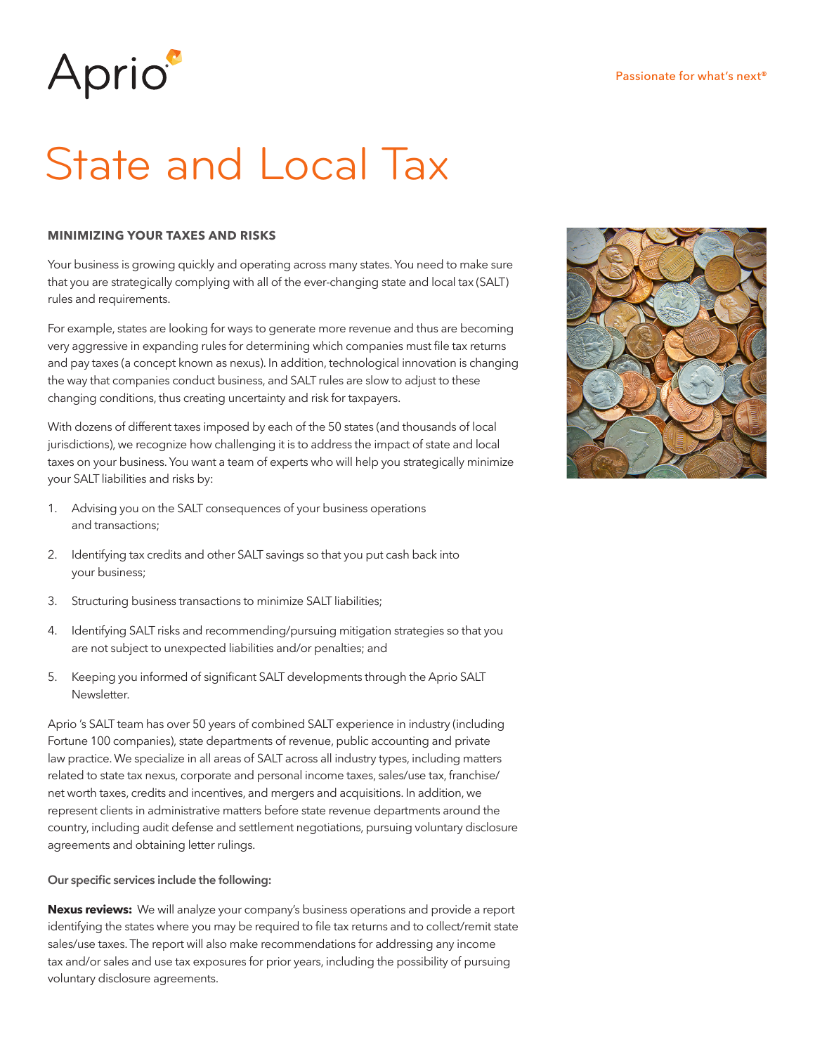# State and Local Tax

### MINIMIZING YOUR TAXES AND RISKS

Your business is growing quickly and operating across many states. You need to make sure that you are strategically complying with all of the ever-changing state and local tax (SALT) rules and requirements.

For example, states are looking for ways to generate more revenue and thus are becoming very aggressive in expanding rules for determining which companies must file tax returns and pay taxes (a concept known as nexus). In addition, technological innovation is changing the way that companies conduct business, and SALT rules are slow to adjust to these changing conditions, thus creating uncertainty and risk for taxpayers.

With dozens of different taxes imposed by each of the 50 states (and thousands of local jurisdictions), we recognize how challenging it is to address the impact of state and local taxes on your business. You want a team of experts who will help you strategically minimize your SALT liabilities and risks by:

1. Advising you on the SALT consequences of your business operations and transactions;
2. Identifying tax credits and other SALT savings so that you put cash back into your business;
3. Structuring business transactions to minimize SALT liabilities;
4. Identifying SALT risks and recommending/pursuing mitigation strategies so that you are not subject to unexpected liabilities and/or penalties; and
5. Keeping you informed of significant SALT developments through the Aprio SALT Newsletter.

Aprio 's SALT team has over 50 years of combined SALT experience in industry (including Fortune 100 companies), state departments of revenue, public accounting and private law practice. We specialize in all areas of SALT across all industry types, including matters related to state tax nexus, corporate and personal income taxes, sales/use tax, franchise/net worth taxes, credits and incentives, and mergers and acquisitions. In addition, we represent clients in administrative matters before state revenue departments around the country, including audit defense and settlement negotiations, pursuing voluntary disclosure agreements and obtaining letter rulings.

Our specific services include the following:

**Nexus reviews:** We will analyze your company's business operations and provide a report identifying the states where you may be required to file tax returns and to collect/remit state sales/use taxes. The report will also make recommendations for addressing any income tax and/or sales and use tax exposures for prior years, including the possibility of pursuing voluntary disclosure agreements.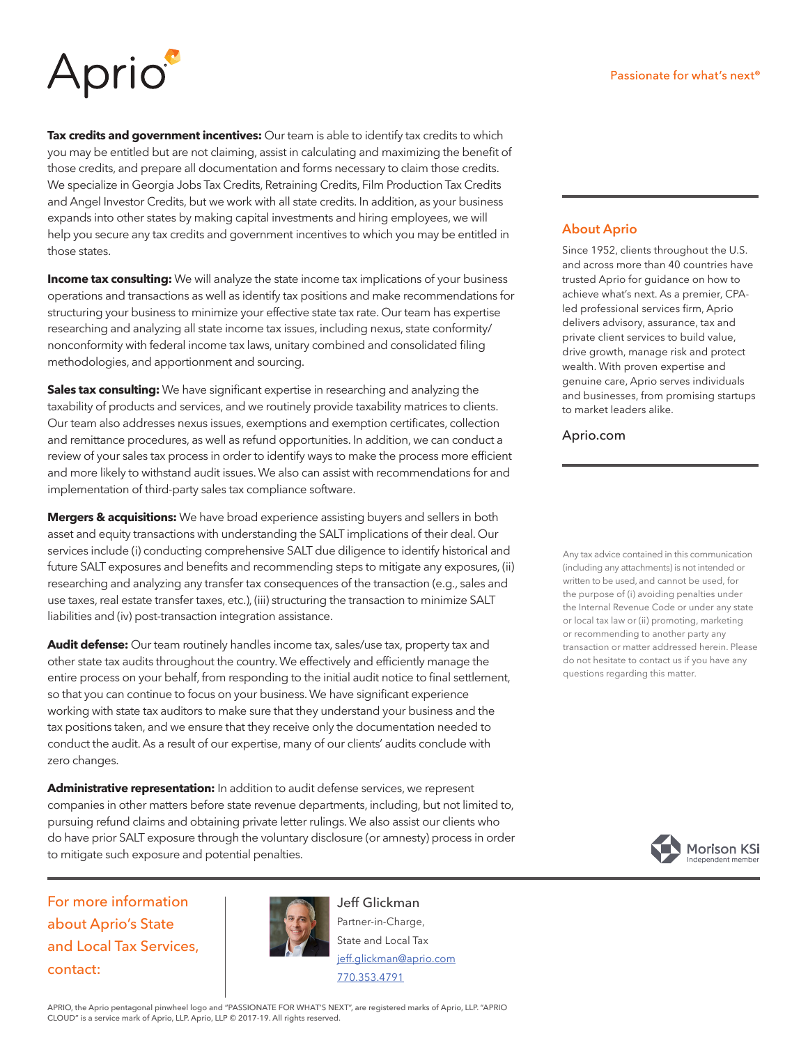**Tax credits and government incentives:** Our team is able to identify tax credits to which you may be entitled but are not claiming, assist in calculating and maximizing the benefit of those credits, and prepare all documentation and forms necessary to claim those credits. We specialize in Georgia Jobs Tax Credits, Retraining Credits, Film Production Tax Credits and Angel Investor Credits, but we work with all state credits. In addition, as your business expands into other states by making capital investments and hiring employees, we will help you secure any tax credits and government incentives to which you may be entitled in those states.

**Income tax consulting:** We will analyze the state income tax implications of your business operations and transactions as well as identify tax positions and make recommendations for structuring your business to minimize your effective state tax rate. Our team has expertise researching and analyzing all state income tax issues, including nexus, state conformity/nonconformity with federal income tax laws, unitary combined and consolidated filing methodologies, and apportionment and sourcing.

**Sales tax consulting:** We have significant expertise in researching and analyzing the taxability of products and services, and we routinely provide taxability matrices to clients. Our team also addresses nexus issues, exemptions and exemption certificates, collection and remittance procedures, as well as refund opportunities. In addition, we can conduct a review of your sales tax process in order to identify ways to make the process more efficient and more likely to withstand audit issues. We also can assist with recommendations for and implementation of third-party sales tax compliance software.

**Mergers & acquisitions:** We have broad experience assisting buyers and sellers in both asset and equity transactions with understanding the SALT implications of their deal. Our services include (i) conducting comprehensive SALT due diligence to identify historical and future SALT exposures and benefits and recommending steps to mitigate any exposures, (ii) researching and analyzing any transfer tax consequences of the transaction (e.g., sales and use taxes, real estate transfer taxes, etc.), (iii) structuring the transaction to minimize SALT liabilities and (iv) post-transaction integration assistance.

**Audit defense:** Our team routinely handles income tax, sales/use tax, property tax and other state tax audits throughout the country. We effectively and efficiently manage the entire process on your behalf, from responding to the initial audit notice to final settlement, so that you can continue to focus on your business. We have significant experience working with state tax auditors to make sure that they understand your business and the tax positions taken, and we ensure that they receive only the documentation needed to conduct the audit. As a result of our expertise, many of our clients' audits conclude with zero changes.

**Administrative representation:** In addition to audit defense services, we represent companies in other matters before state revenue departments, including, but not limited to, pursuing refund claims and obtaining private letter rulings. We also assist our clients who do have prior SALT exposure through the voluntary disclosure (or amnesty) process in order to mitigate such exposure and potential penalties.

## About Aprio

Since 1952, clients throughout the U.S. and across more than 40 countries have trusted Aprio for guidance on how to achieve what's next. As a premier, CPA-led professional services firm, Aprio delivers advisory, assurance, tax and private client services to build value, drive growth, manage risk and protect wealth. With proven expertise and genuine care, Aprio serves individuals and businesses, from promising startups to market leaders alike.

Aprio.com

Any tax advice contained in this communication (including any attachments) is not intended or written to be used, and cannot be used, for the purpose of (i) avoiding penalties under the Internal Revenue Code or under any state or local tax law or (ii) promoting, marketing or recommending to another party any transaction or matter addressed herein. Please do not hesitate to contact us if you have any questions regarding this matter.

Morison KSi
Independent member

For more information about Aprio's State and Local Tax Services, contact:

Jeff Glickman
Partner-in-Charge,
State and Local Tax
jeff.glickman@aprio.com
770.353.4791

APRIO, the Aprio pentagonal pinwheel logo and "PASSIONATE FOR WHAT'S NEXT", are registered marks of Aprio, LLP. "APRIO CLOUD" is a service mark of Aprio, LLP. Aprio, LLP © 2017-19. All rights reserved.